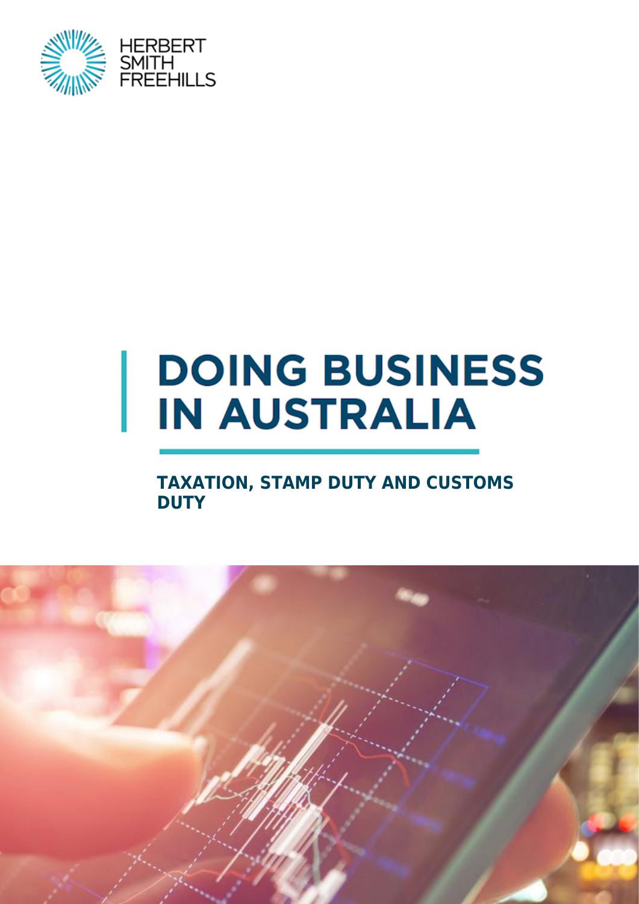HERBERT SMITH FREEHILLS

# DOING BUSINESS IN AUSTRALIA

## TAXATION, STAMP DUTY AND CUSTOMS DUTY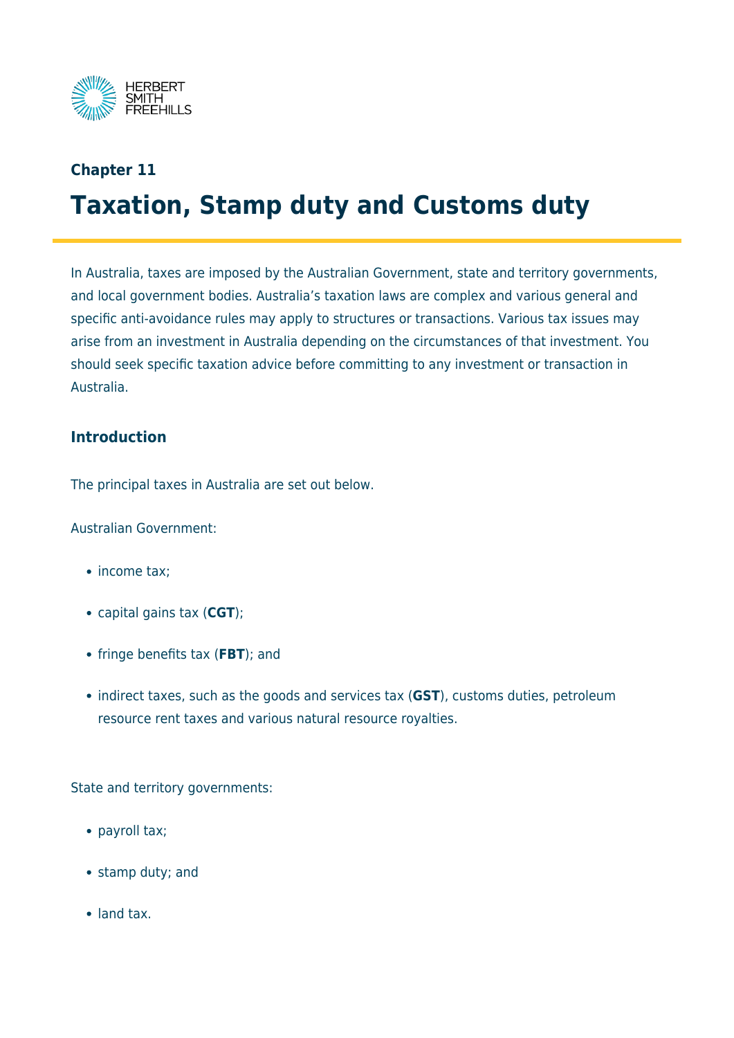## Chapter 11

# Taxation, Stamp duty and Customs duty

In Australia, taxes are imposed by the Australian Government, state and territory governments, and local government bodies. Australia's taxation laws are complex and various general and specific anti-avoidance rules may apply to structures or transactions. Various tax issues may arise from an investment in Australia depending on the circumstances of that investment. You should seek specific taxation advice before committing to any investment or transaction in Australia.

### Introduction

The principal taxes in Australia are set out below.

Australian Government:

- income tax;
- capital gains tax (**CGT**);
- fringe benefits tax (**FBT**); and
- indirect taxes, such as the goods and services tax (**GST**), customs duties, petroleum resource rent taxes and various natural resource royalties.

State and territory governments:

- payroll tax;
- stamp duty; and
- land tax.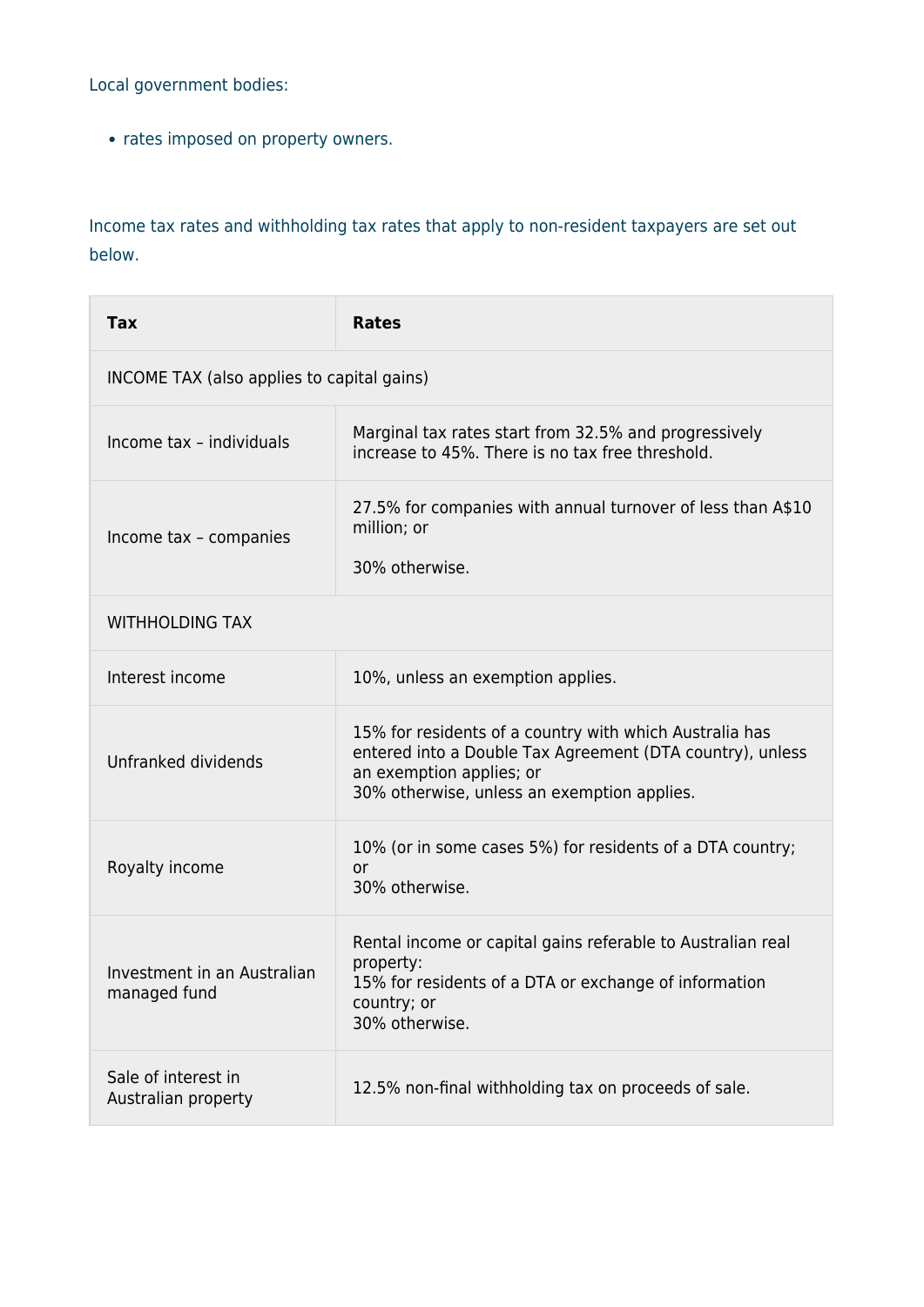Local government bodies:

- rates imposed on property owners.

Income tax rates and withholding tax rates that apply to non-resident taxpayers are set out below.

| Tax | Rates |
| --- | --- |
| INCOME TAX (also applies to capital gains) | |
| Income tax – individuals | Marginal tax rates start from 32.5% and progressively increase to 45%. There is no tax free threshold. |
| Income tax – companies | 27.5% for companies with annual turnover of less than A$10 million; or<br><br>30% otherwise. |
| WITHHOLDING TAX | |
| Interest income | 10%, unless an exemption applies. |
| Unfranked dividends | 15% for residents of a country with which Australia has entered into a Double Tax Agreement (DTA country), unless an exemption applies; or<br>30% otherwise, unless an exemption applies. |
| Royalty income | 10% (or in some cases 5%) for residents of a DTA country; or<br>30% otherwise. |
| Investment in an Australian managed fund | Rental income or capital gains referable to Australian real property:<br>15% for residents of a DTA or exchange of information country; or<br>30% otherwise. |
| Sale of interest in Australian property | 12.5% non-final withholding tax on proceeds of sale. |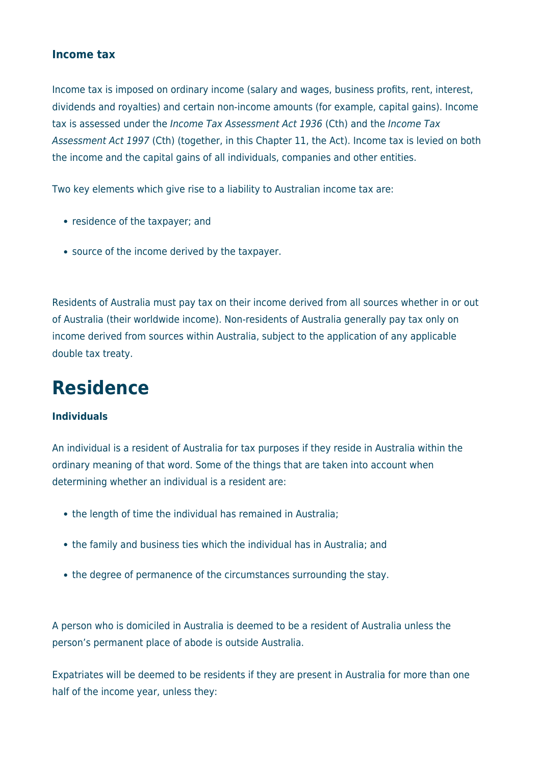### Income tax

Income tax is imposed on ordinary income (salary and wages, business profits, rent, interest, dividends and royalties) and certain non-income amounts (for example, capital gains). Income tax is assessed under the *Income Tax Assessment Act 1936* (Cth) and the *Income Tax Assessment Act 1997* (Cth) (together, in this Chapter 11, the Act). Income tax is levied on both the income and the capital gains of all individuals, companies and other entities.

Two key elements which give rise to a liability to Australian income tax are:

- residence of the taxpayer; and
- source of the income derived by the taxpayer.

Residents of Australia must pay tax on their income derived from all sources whether in or out of Australia (their worldwide income). Non-residents of Australia generally pay tax only on income derived from sources within Australia, subject to the application of any applicable double tax treaty.

# Residence

### Individuals

An individual is a resident of Australia for tax purposes if they reside in Australia within the ordinary meaning of that word. Some of the things that are taken into account when determining whether an individual is a resident are:

- the length of time the individual has remained in Australia;
- the family and business ties which the individual has in Australia; and
- the degree of permanence of the circumstances surrounding the stay.

A person who is domiciled in Australia is deemed to be a resident of Australia unless the person's permanent place of abode is outside Australia.

Expatriates will be deemed to be residents if they are present in Australia for more than one half of the income year, unless they: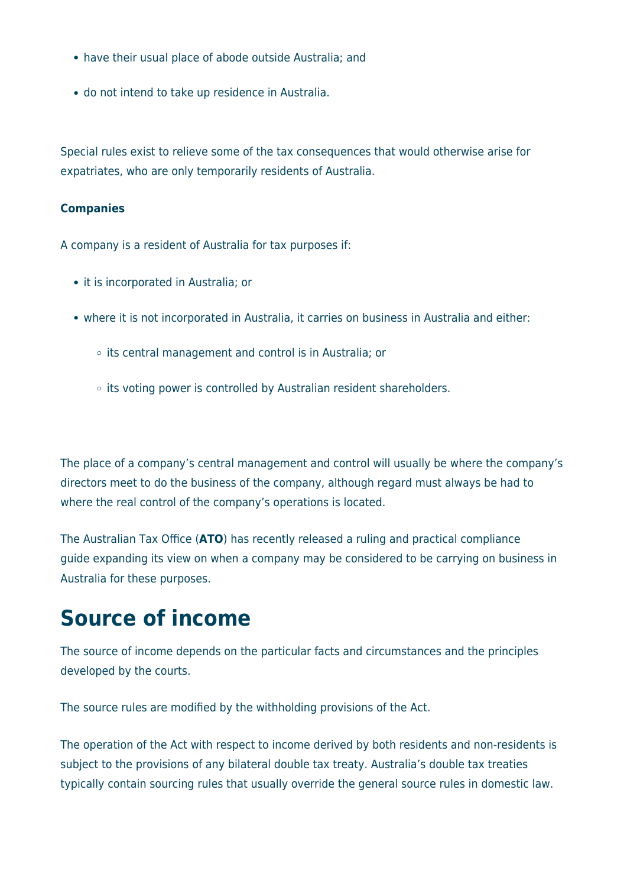- have their usual place of abode outside Australia; and
- do not intend to take up residence in Australia.

Special rules exist to relieve some of the tax consequences that would otherwise arise for expatriates, who are only temporarily residents of Australia.

**Companies**

A company is a resident of Australia for tax purposes if:

- it is incorporated in Australia; or
- where it is not incorporated in Australia, it carries on business in Australia and either:
  - its central management and control is in Australia; or
  - its voting power is controlled by Australian resident shareholders.

The place of a company's central management and control will usually be where the company's directors meet to do the business of the company, although regard must always be had to where the real control of the company's operations is located.

The Australian Tax Office (**ATO**) has recently released a ruling and practical compliance guide expanding its view on when a company may be considered to be carrying on business in Australia for these purposes.

# Source of income

The source of income depends on the particular facts and circumstances and the principles developed by the courts.

The source rules are modified by the withholding provisions of the Act.

The operation of the Act with respect to income derived by both residents and non-residents is subject to the provisions of any bilateral double tax treaty. Australia's double tax treaties typically contain sourcing rules that usually override the general source rules in domestic law.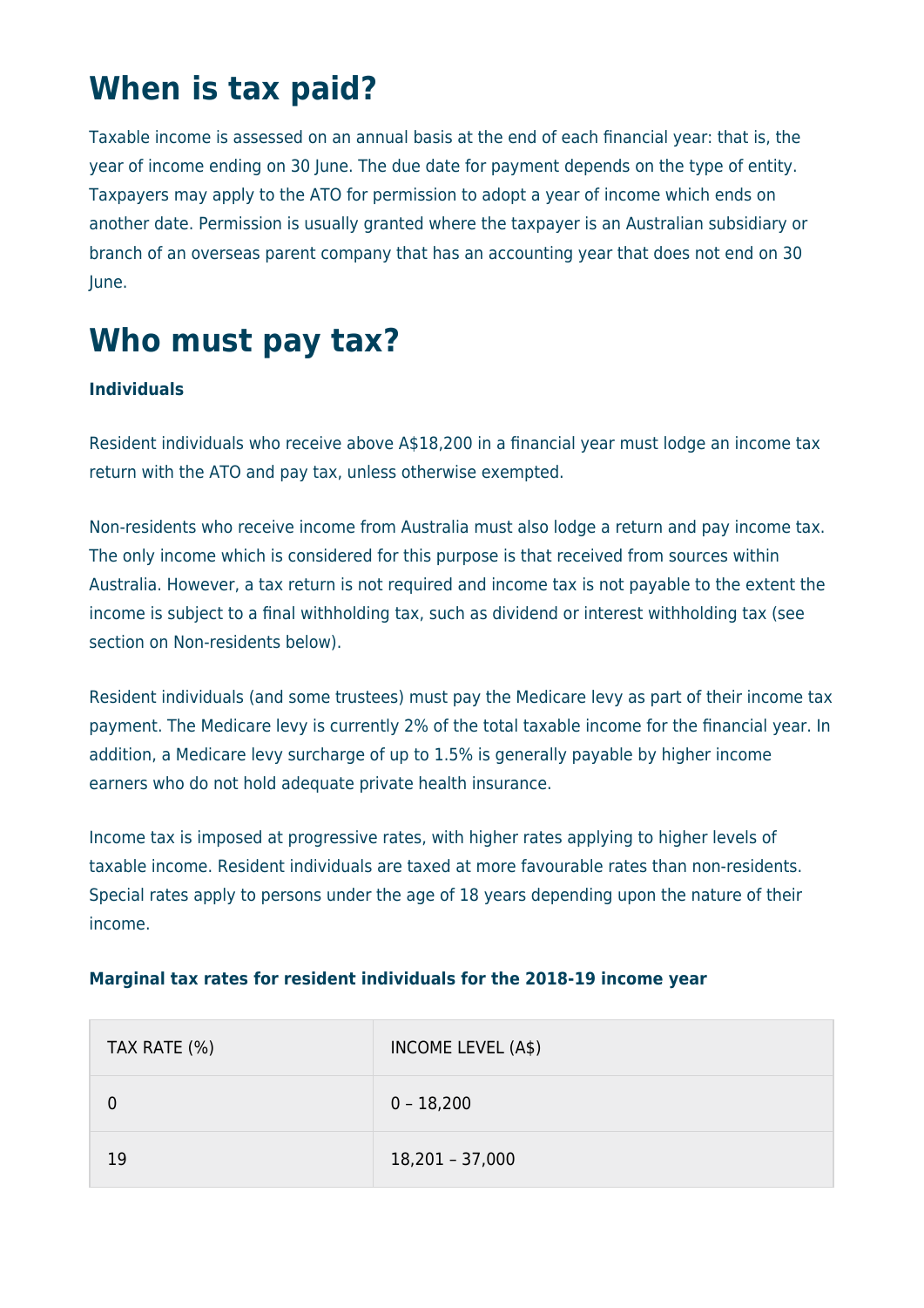# When is tax paid?

Taxable income is assessed on an annual basis at the end of each financial year: that is, the year of income ending on 30 June. The due date for payment depends on the type of entity. Taxpayers may apply to the ATO for permission to adopt a year of income which ends on another date. Permission is usually granted where the taxpayer is an Australian subsidiary or branch of an overseas parent company that has an accounting year that does not end on 30 June.

# Who must pay tax?

**Individuals**

Resident individuals who receive above A$18,200 in a financial year must lodge an income tax return with the ATO and pay tax, unless otherwise exempted.

Non-residents who receive income from Australia must also lodge a return and pay income tax. The only income which is considered for this purpose is that received from sources within Australia. However, a tax return is not required and income tax is not payable to the extent the income is subject to a final withholding tax, such as dividend or interest withholding tax (see section on Non-residents below).

Resident individuals (and some trustees) must pay the Medicare levy as part of their income tax payment. The Medicare levy is currently 2% of the total taxable income for the financial year. In addition, a Medicare levy surcharge of up to 1.5% is generally payable by higher income earners who do not hold adequate private health insurance.

Income tax is imposed at progressive rates, with higher rates applying to higher levels of taxable income. Resident individuals are taxed at more favourable rates than non-residents. Special rates apply to persons under the age of 18 years depending upon the nature of their income.

**Marginal tax rates for resident individuals for the 2018-19 income year**

| TAX RATE (%) | INCOME LEVEL (A$) |
|---|---|
| 0 | 0 – 18,200 |
| 19 | 18,201 – 37,000 |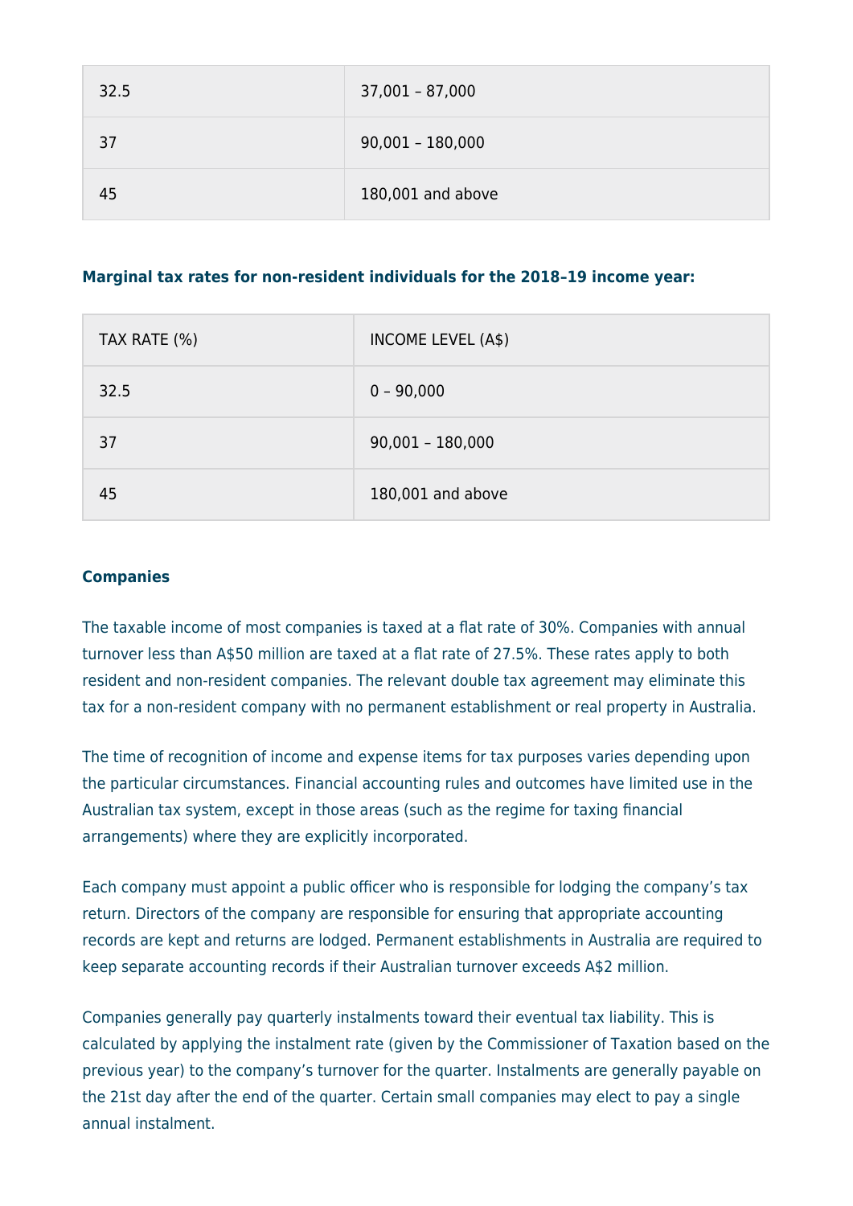| 32.5 | 37,001 – 87,000 |
| --- | --- |
| 37 | 90,001 – 180,000 |
| 45 | 180,001 and above |

**Marginal tax rates for non-resident individuals for the 2018–19 income year:**

| TAX RATE (%) | INCOME LEVEL (A$) |
| --- | --- |
| 32.5 | 0 – 90,000 |
| 37 | 90,001 – 180,000 |
| 45 | 180,001 and above |

**Companies**

The taxable income of most companies is taxed at a flat rate of 30%. Companies with annual turnover less than A$50 million are taxed at a flat rate of 27.5%. These rates apply to both resident and non-resident companies. The relevant double tax agreement may eliminate this tax for a non-resident company with no permanent establishment or real property in Australia.

The time of recognition of income and expense items for tax purposes varies depending upon the particular circumstances. Financial accounting rules and outcomes have limited use in the Australian tax system, except in those areas (such as the regime for taxing financial arrangements) where they are explicitly incorporated.

Each company must appoint a public officer who is responsible for lodging the company's tax return. Directors of the company are responsible for ensuring that appropriate accounting records are kept and returns are lodged. Permanent establishments in Australia are required to keep separate accounting records if their Australian turnover exceeds A$2 million.

Companies generally pay quarterly instalments toward their eventual tax liability. This is calculated by applying the instalment rate (given by the Commissioner of Taxation based on the previous year) to the company's turnover for the quarter. Instalments are generally payable on the 21st day after the end of the quarter. Certain small companies may elect to pay a single annual instalment.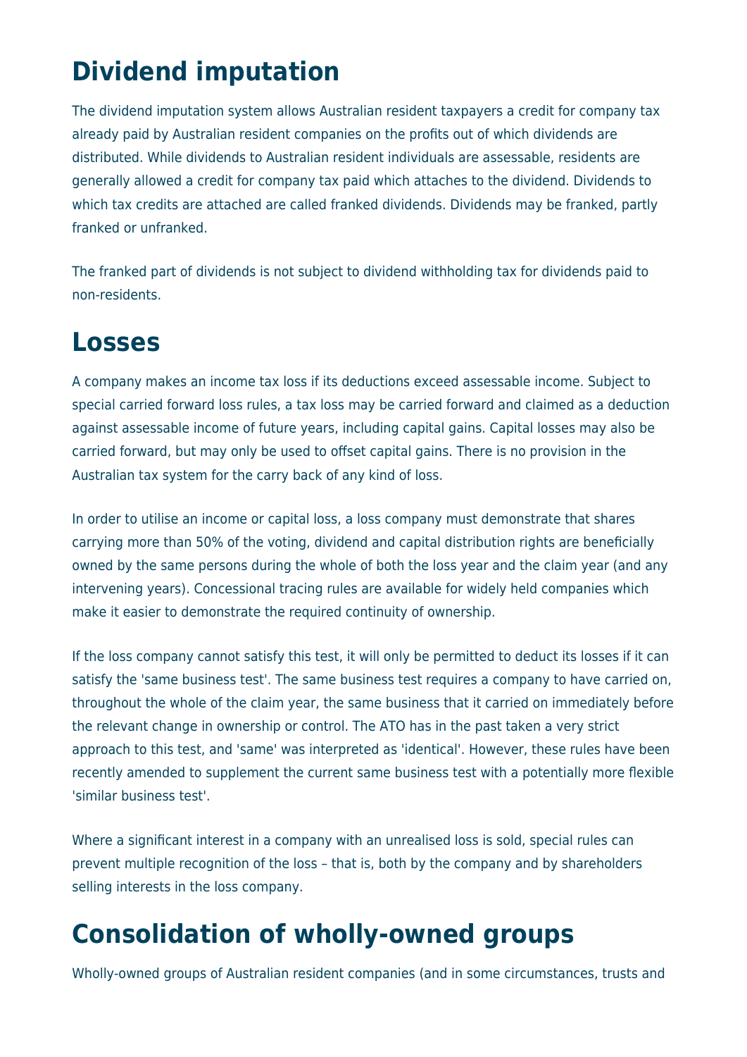# Dividend imputation

The dividend imputation system allows Australian resident taxpayers a credit for company tax already paid by Australian resident companies on the profits out of which dividends are distributed. While dividends to Australian resident individuals are assessable, residents are generally allowed a credit for company tax paid which attaches to the dividend. Dividends to which tax credits are attached are called franked dividends. Dividends may be franked, partly franked or unfranked.

The franked part of dividends is not subject to dividend withholding tax for dividends paid to non-residents.

# Losses

A company makes an income tax loss if its deductions exceed assessable income. Subject to special carried forward loss rules, a tax loss may be carried forward and claimed as a deduction against assessable income of future years, including capital gains. Capital losses may also be carried forward, but may only be used to offset capital gains. There is no provision in the Australian tax system for the carry back of any kind of loss.

In order to utilise an income or capital loss, a loss company must demonstrate that shares carrying more than 50% of the voting, dividend and capital distribution rights are beneficially owned by the same persons during the whole of both the loss year and the claim year (and any intervening years). Concessional tracing rules are available for widely held companies which make it easier to demonstrate the required continuity of ownership.

If the loss company cannot satisfy this test, it will only be permitted to deduct its losses if it can satisfy the 'same business test'. The same business test requires a company to have carried on, throughout the whole of the claim year, the same business that it carried on immediately before the relevant change in ownership or control. The ATO has in the past taken a very strict approach to this test, and 'same' was interpreted as 'identical'. However, these rules have been recently amended to supplement the current same business test with a potentially more flexible 'similar business test'.

Where a significant interest in a company with an unrealised loss is sold, special rules can prevent multiple recognition of the loss – that is, both by the company and by shareholders selling interests in the loss company.

# Consolidation of wholly-owned groups

Wholly-owned groups of Australian resident companies (and in some circumstances, trusts and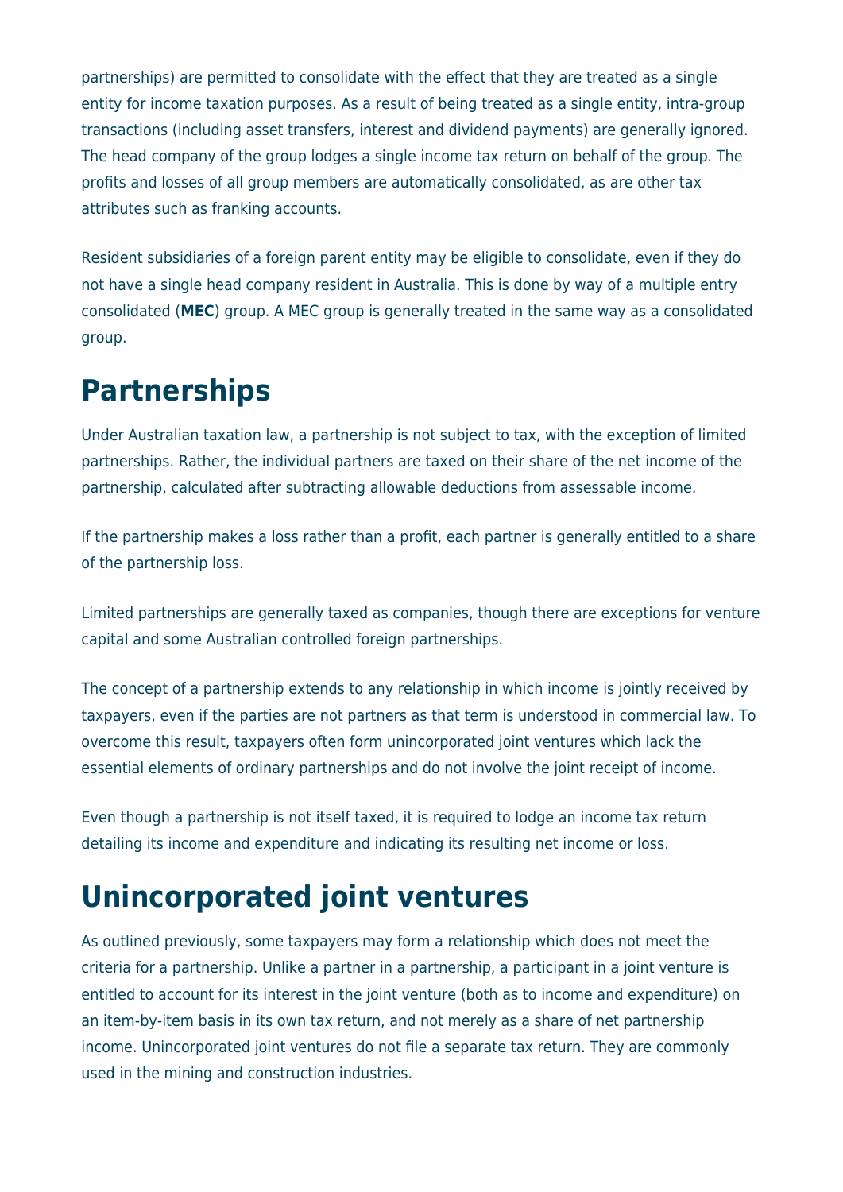partnerships) are permitted to consolidate with the effect that they are treated as a single entity for income taxation purposes. As a result of being treated as a single entity, intra-group transactions (including asset transfers, interest and dividend payments) are generally ignored. The head company of the group lodges a single income tax return on behalf of the group. The profits and losses of all group members are automatically consolidated, as are other tax attributes such as franking accounts.

Resident subsidiaries of a foreign parent entity may be eligible to consolidate, even if they do not have a single head company resident in Australia. This is done by way of a multiple entry consolidated (**MEC**) group. A MEC group is generally treated in the same way as a consolidated group.

# Partnerships

Under Australian taxation law, a partnership is not subject to tax, with the exception of limited partnerships. Rather, the individual partners are taxed on their share of the net income of the partnership, calculated after subtracting allowable deductions from assessable income.

If the partnership makes a loss rather than a profit, each partner is generally entitled to a share of the partnership loss.

Limited partnerships are generally taxed as companies, though there are exceptions for venture capital and some Australian controlled foreign partnerships.

The concept of a partnership extends to any relationship in which income is jointly received by taxpayers, even if the parties are not partners as that term is understood in commercial law. To overcome this result, taxpayers often form unincorporated joint ventures which lack the essential elements of ordinary partnerships and do not involve the joint receipt of income.

Even though a partnership is not itself taxed, it is required to lodge an income tax return detailing its income and expenditure and indicating its resulting net income or loss.

# Unincorporated joint ventures

As outlined previously, some taxpayers may form a relationship which does not meet the criteria for a partnership. Unlike a partner in a partnership, a participant in a joint venture is entitled to account for its interest in the joint venture (both as to income and expenditure) on an item-by-item basis in its own tax return, and not merely as a share of net partnership income. Unincorporated joint ventures do not file a separate tax return. They are commonly used in the mining and construction industries.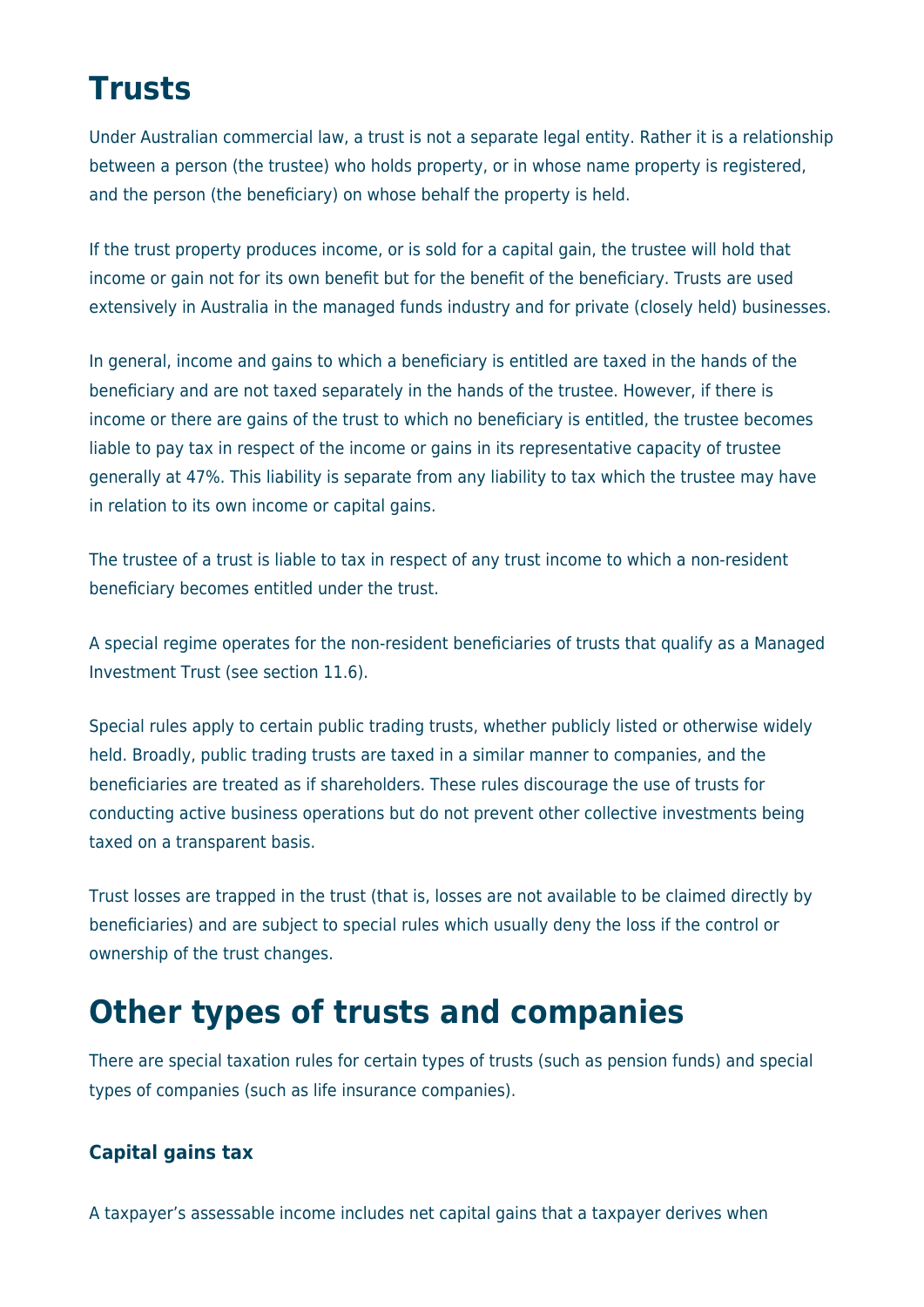# Trusts

Under Australian commercial law, a trust is not a separate legal entity. Rather it is a relationship between a person (the trustee) who holds property, or in whose name property is registered, and the person (the beneficiary) on whose behalf the property is held.

If the trust property produces income, or is sold for a capital gain, the trustee will hold that income or gain not for its own benefit but for the benefit of the beneficiary. Trusts are used extensively in Australia in the managed funds industry and for private (closely held) businesses.

In general, income and gains to which a beneficiary is entitled are taxed in the hands of the beneficiary and are not taxed separately in the hands of the trustee. However, if there is income or there are gains of the trust to which no beneficiary is entitled, the trustee becomes liable to pay tax in respect of the income or gains in its representative capacity of trustee generally at 47%. This liability is separate from any liability to tax which the trustee may have in relation to its own income or capital gains.

The trustee of a trust is liable to tax in respect of any trust income to which a non-resident beneficiary becomes entitled under the trust.

A special regime operates for the non-resident beneficiaries of trusts that qualify as a Managed Investment Trust (see section 11.6).

Special rules apply to certain public trading trusts, whether publicly listed or otherwise widely held. Broadly, public trading trusts are taxed in a similar manner to companies, and the beneficiaries are treated as if shareholders. These rules discourage the use of trusts for conducting active business operations but do not prevent other collective investments being taxed on a transparent basis.

Trust losses are trapped in the trust (that is, losses are not available to be claimed directly by beneficiaries) and are subject to special rules which usually deny the loss if the control or ownership of the trust changes.

# Other types of trusts and companies

There are special taxation rules for certain types of trusts (such as pension funds) and special types of companies (such as life insurance companies).

### Capital gains tax

A taxpayer's assessable income includes net capital gains that a taxpayer derives when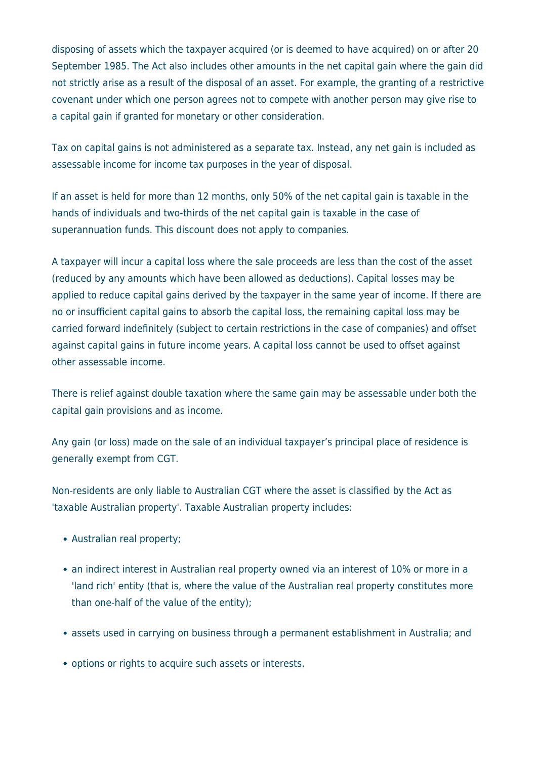disposing of assets which the taxpayer acquired (or is deemed to have acquired) on or after 20 September 1985. The Act also includes other amounts in the net capital gain where the gain did not strictly arise as a result of the disposal of an asset. For example, the granting of a restrictive covenant under which one person agrees not to compete with another person may give rise to a capital gain if granted for monetary or other consideration.

Tax on capital gains is not administered as a separate tax. Instead, any net gain is included as assessable income for income tax purposes in the year of disposal.

If an asset is held for more than 12 months, only 50% of the net capital gain is taxable in the hands of individuals and two-thirds of the net capital gain is taxable in the case of superannuation funds. This discount does not apply to companies.

A taxpayer will incur a capital loss where the sale proceeds are less than the cost of the asset (reduced by any amounts which have been allowed as deductions). Capital losses may be applied to reduce capital gains derived by the taxpayer in the same year of income. If there are no or insufficient capital gains to absorb the capital loss, the remaining capital loss may be carried forward indefinitely (subject to certain restrictions in the case of companies) and offset against capital gains in future income years. A capital loss cannot be used to offset against other assessable income.

There is relief against double taxation where the same gain may be assessable under both the capital gain provisions and as income.

Any gain (or loss) made on the sale of an individual taxpayer's principal place of residence is generally exempt from CGT.

Non-residents are only liable to Australian CGT where the asset is classified by the Act as 'taxable Australian property'. Taxable Australian property includes:

- Australian real property;
- an indirect interest in Australian real property owned via an interest of 10% or more in a 'land rich' entity (that is, where the value of the Australian real property constitutes more than one-half of the value of the entity);
- assets used in carrying on business through a permanent establishment in Australia; and
- options or rights to acquire such assets or interests.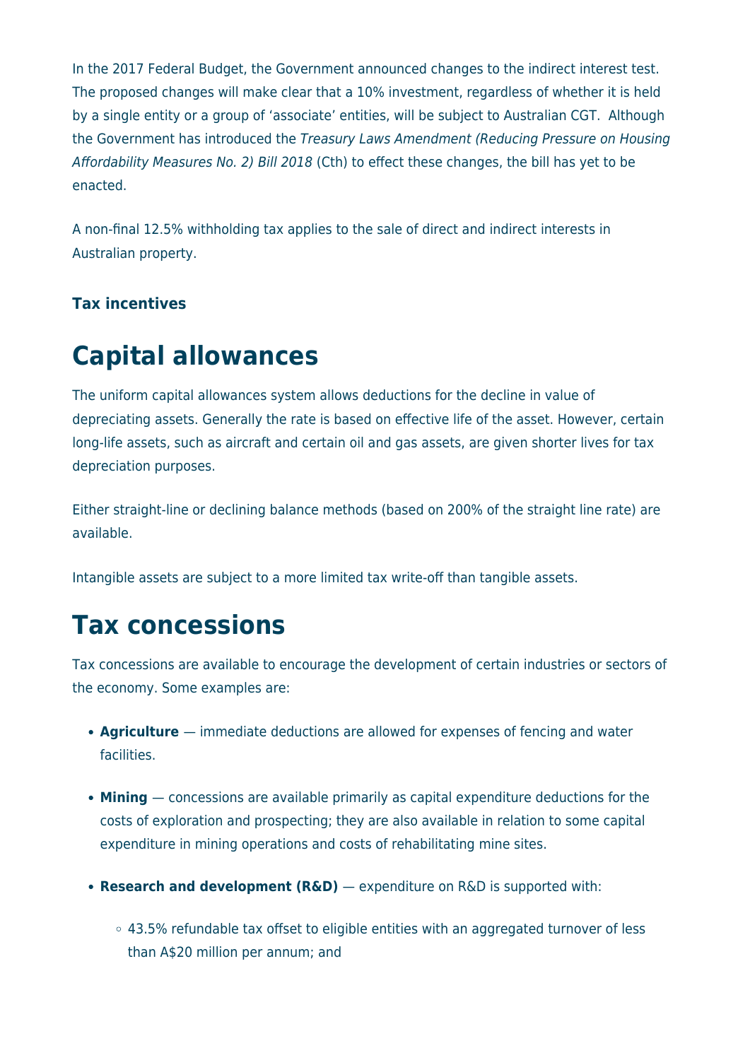In the 2017 Federal Budget, the Government announced changes to the indirect interest test. The proposed changes will make clear that a 10% investment, regardless of whether it is held by a single entity or a group of 'associate' entities, will be subject to Australian CGT. Although the Government has introduced the *Treasury Laws Amendment (Reducing Pressure on Housing Affordability Measures No. 2) Bill 2018* (Cth) to effect these changes, the bill has yet to be enacted.

A non-final 12.5% withholding tax applies to the sale of direct and indirect interests in Australian property.

**Tax incentives**

# Capital allowances

The uniform capital allowances system allows deductions for the decline in value of depreciating assets. Generally the rate is based on effective life of the asset. However, certain long-life assets, such as aircraft and certain oil and gas assets, are given shorter lives for tax depreciation purposes.

Either straight-line or declining balance methods (based on 200% of the straight line rate) are available.

Intangible assets are subject to a more limited tax write-off than tangible assets.

# Tax concessions

Tax concessions are available to encourage the development of certain industries or sectors of the economy. Some examples are:

- **Agriculture** — immediate deductions are allowed for expenses of fencing and water facilities.
- **Mining** — concessions are available primarily as capital expenditure deductions for the costs of exploration and prospecting; they are also available in relation to some capital expenditure in mining operations and costs of rehabilitating mine sites.
- **Research and development (R&D)** — expenditure on R&D is supported with:
    - 43.5% refundable tax offset to eligible entities with an aggregated turnover of less than A$20 million per annum; and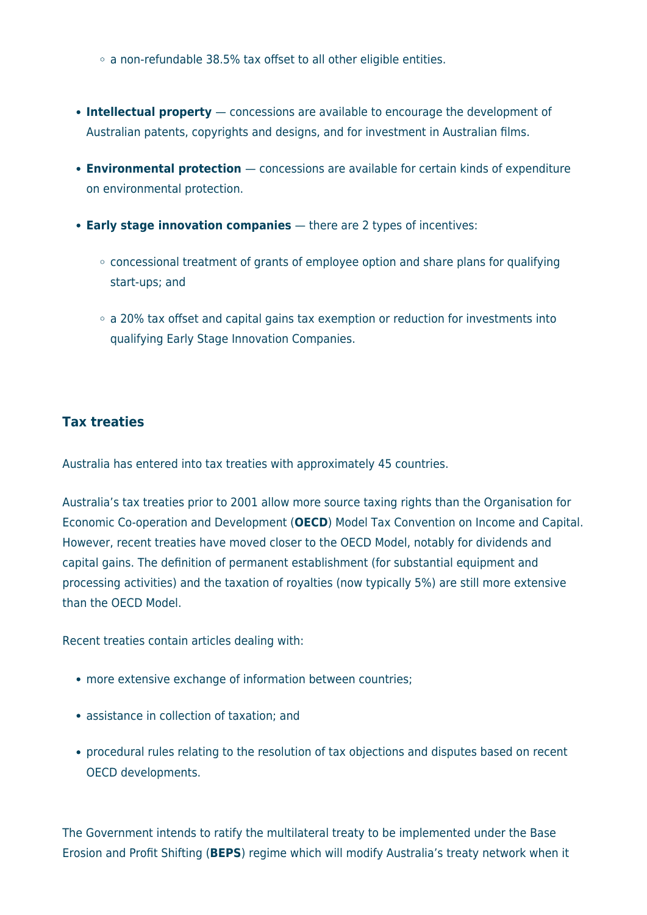- a non-refundable 38.5% tax offset to all other eligible entities.

- **Intellectual property** — concessions are available to encourage the development of Australian patents, copyrights and designs, and for investment in Australian films.
- **Environmental protection** — concessions are available for certain kinds of expenditure on environmental protection.
- **Early stage innovation companies** — there are 2 types of incentives:
    - concessional treatment of grants of employee option and share plans for qualifying start-ups; and
    - a 20% tax offset and capital gains tax exemption or reduction for investments into qualifying Early Stage Innovation Companies.

### Tax treaties

Australia has entered into tax treaties with approximately 45 countries.

Australia's tax treaties prior to 2001 allow more source taxing rights than the Organisation for Economic Co-operation and Development (**OECD**) Model Tax Convention on Income and Capital. However, recent treaties have moved closer to the OECD Model, notably for dividends and capital gains. The definition of permanent establishment (for substantial equipment and processing activities) and the taxation of royalties (now typically 5%) are still more extensive than the OECD Model.

Recent treaties contain articles dealing with:

- more extensive exchange of information between countries;
- assistance in collection of taxation; and
- procedural rules relating to the resolution of tax objections and disputes based on recent OECD developments.

The Government intends to ratify the multilateral treaty to be implemented under the Base Erosion and Profit Shifting (**BEPS**) regime which will modify Australia's treaty network when it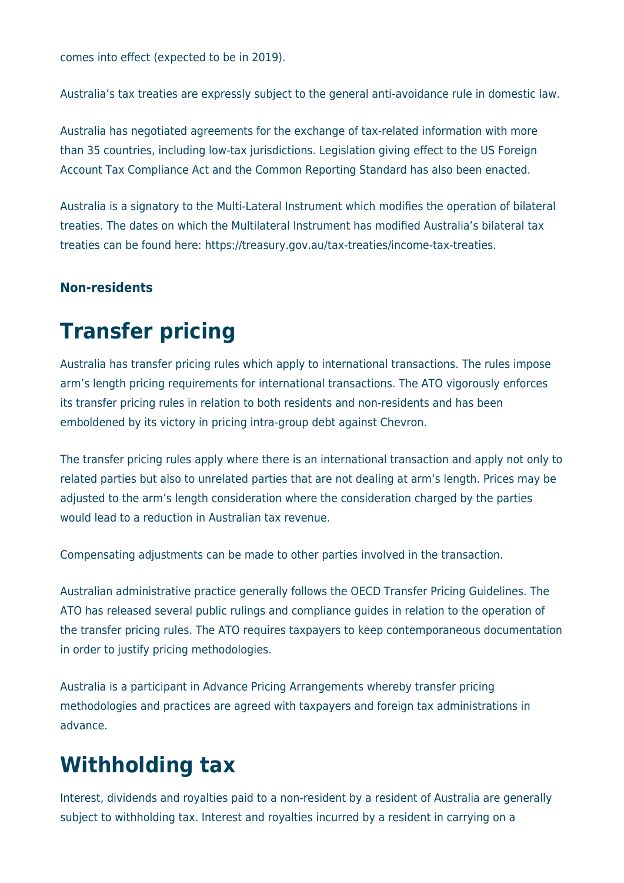comes into effect (expected to be in 2019).

Australia's tax treaties are expressly subject to the general anti-avoidance rule in domestic law.

Australia has negotiated agreements for the exchange of tax-related information with more than 35 countries, including low-tax jurisdictions. Legislation giving effect to the US Foreign Account Tax Compliance Act and the Common Reporting Standard has also been enacted.

Australia is a signatory to the Multi-Lateral Instrument which modifies the operation of bilateral treaties. The dates on which the Multilateral Instrument has modified Australia's bilateral tax treaties can be found here: https://treasury.gov.au/tax-treaties/income-tax-treaties.

**Non-residents**

# Transfer pricing

Australia has transfer pricing rules which apply to international transactions. The rules impose arm's length pricing requirements for international transactions. The ATO vigorously enforces its transfer pricing rules in relation to both residents and non-residents and has been emboldened by its victory in pricing intra-group debt against Chevron.

The transfer pricing rules apply where there is an international transaction and apply not only to related parties but also to unrelated parties that are not dealing at arm's length. Prices may be adjusted to the arm's length consideration where the consideration charged by the parties would lead to a reduction in Australian tax revenue.

Compensating adjustments can be made to other parties involved in the transaction.

Australian administrative practice generally follows the OECD Transfer Pricing Guidelines. The ATO has released several public rulings and compliance guides in relation to the operation of the transfer pricing rules. The ATO requires taxpayers to keep contemporaneous documentation in order to justify pricing methodologies.

Australia is a participant in Advance Pricing Arrangements whereby transfer pricing methodologies and practices are agreed with taxpayers and foreign tax administrations in advance.

# Withholding tax

Interest, dividends and royalties paid to a non-resident by a resident of Australia are generally subject to withholding tax. Interest and royalties incurred by a resident in carrying on a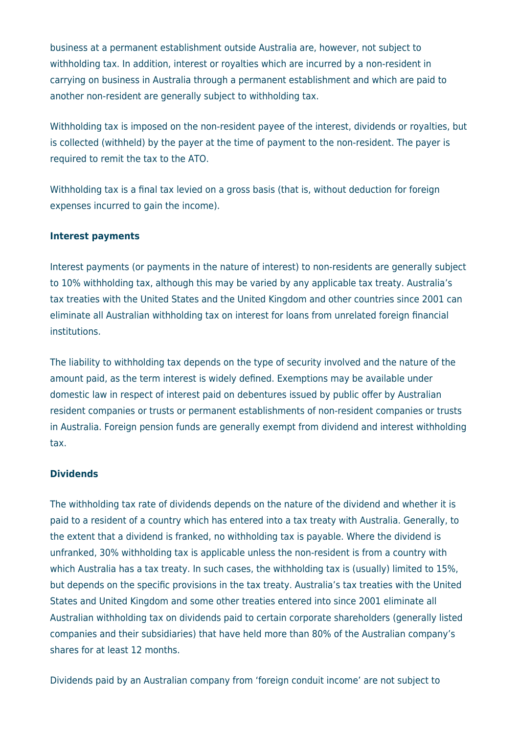business at a permanent establishment outside Australia are, however, not subject to withholding tax. In addition, interest or royalties which are incurred by a non-resident in carrying on business in Australia through a permanent establishment and which are paid to another non-resident are generally subject to withholding tax.

Withholding tax is imposed on the non-resident payee of the interest, dividends or royalties, but is collected (withheld) by the payer at the time of payment to the non-resident. The payer is required to remit the tax to the ATO.

Withholding tax is a final tax levied on a gross basis (that is, without deduction for foreign expenses incurred to gain the income).

**Interest payments**

Interest payments (or payments in the nature of interest) to non-residents are generally subject to 10% withholding tax, although this may be varied by any applicable tax treaty. Australia's tax treaties with the United States and the United Kingdom and other countries since 2001 can eliminate all Australian withholding tax on interest for loans from unrelated foreign financial institutions.

The liability to withholding tax depends on the type of security involved and the nature of the amount paid, as the term interest is widely defined. Exemptions may be available under domestic law in respect of interest paid on debentures issued by public offer by Australian resident companies or trusts or permanent establishments of non-resident companies or trusts in Australia. Foreign pension funds are generally exempt from dividend and interest withholding tax.

**Dividends**

The withholding tax rate of dividends depends on the nature of the dividend and whether it is paid to a resident of a country which has entered into a tax treaty with Australia. Generally, to the extent that a dividend is franked, no withholding tax is payable. Where the dividend is unfranked, 30% withholding tax is applicable unless the non-resident is from a country with which Australia has a tax treaty. In such cases, the withholding tax is (usually) limited to 15%, but depends on the specific provisions in the tax treaty. Australia's tax treaties with the United States and United Kingdom and some other treaties entered into since 2001 eliminate all Australian withholding tax on dividends paid to certain corporate shareholders (generally listed companies and their subsidiaries) that have held more than 80% of the Australian company's shares for at least 12 months.

Dividends paid by an Australian company from 'foreign conduit income' are not subject to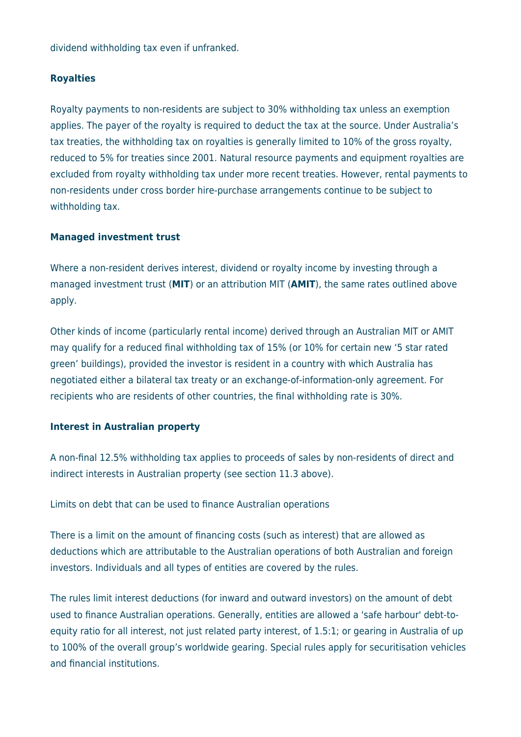dividend withholding tax even if unfranked.

**Royalties**

Royalty payments to non-residents are subject to 30% withholding tax unless an exemption applies. The payer of the royalty is required to deduct the tax at the source. Under Australia's tax treaties, the withholding tax on royalties is generally limited to 10% of the gross royalty, reduced to 5% for treaties since 2001. Natural resource payments and equipment royalties are excluded from royalty withholding tax under more recent treaties. However, rental payments to non-residents under cross border hire-purchase arrangements continue to be subject to withholding tax.

**Managed investment trust**

Where a non-resident derives interest, dividend or royalty income by investing through a managed investment trust (**MIT**) or an attribution MIT (**AMIT**), the same rates outlined above apply.

Other kinds of income (particularly rental income) derived through an Australian MIT or AMIT may qualify for a reduced final withholding tax of 15% (or 10% for certain new '5 star rated green' buildings), provided the investor is resident in a country with which Australia has negotiated either a bilateral tax treaty or an exchange-of-information-only agreement. For recipients who are residents of other countries, the final withholding rate is 30%.

**Interest in Australian property**

A non-final 12.5% withholding tax applies to proceeds of sales by non-residents of direct and indirect interests in Australian property (see section 11.3 above).

Limits on debt that can be used to finance Australian operations

There is a limit on the amount of financing costs (such as interest) that are allowed as deductions which are attributable to the Australian operations of both Australian and foreign investors. Individuals and all types of entities are covered by the rules.

The rules limit interest deductions (for inward and outward investors) on the amount of debt used to finance Australian operations. Generally, entities are allowed a 'safe harbour' debt-to-equity ratio for all interest, not just related party interest, of 1.5:1; or gearing in Australia of up to 100% of the overall group's worldwide gearing. Special rules apply for securitisation vehicles and financial institutions.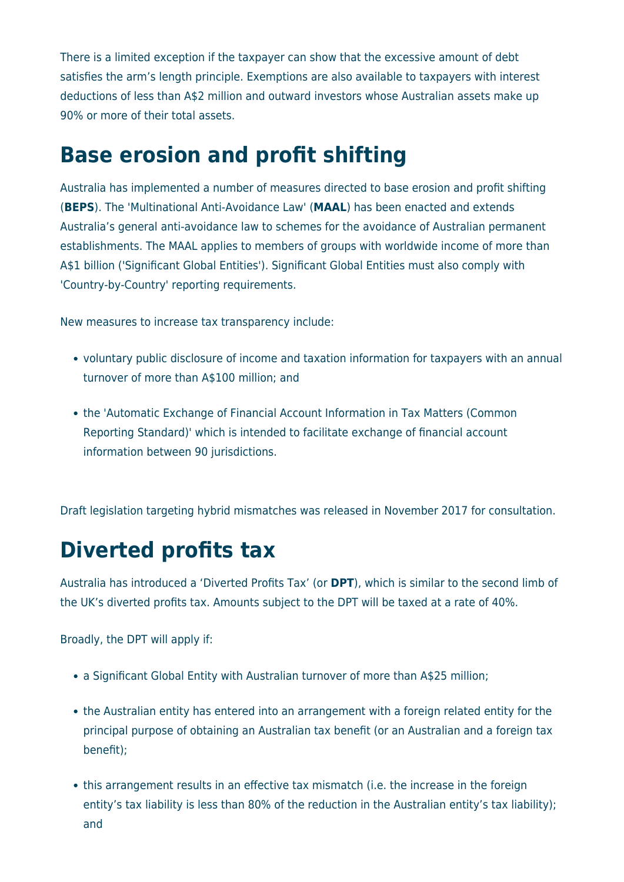There is a limited exception if the taxpayer can show that the excessive amount of debt satisfies the arm's length principle. Exemptions are also available to taxpayers with interest deductions of less than A$2 million and outward investors whose Australian assets make up 90% or more of their total assets.

# Base erosion and profit shifting

Australia has implemented a number of measures directed to base erosion and profit shifting (**BEPS**). The 'Multinational Anti-Avoidance Law' (**MAAL**) has been enacted and extends Australia's general anti-avoidance law to schemes for the avoidance of Australian permanent establishments. The MAAL applies to members of groups with worldwide income of more than A$1 billion ('Significant Global Entities'). Significant Global Entities must also comply with 'Country-by-Country' reporting requirements.

New measures to increase tax transparency include:

- voluntary public disclosure of income and taxation information for taxpayers with an annual turnover of more than A$100 million; and
- the 'Automatic Exchange of Financial Account Information in Tax Matters (Common Reporting Standard)' which is intended to facilitate exchange of financial account information between 90 jurisdictions.

Draft legislation targeting hybrid mismatches was released in November 2017 for consultation.

# Diverted profits tax

Australia has introduced a 'Diverted Profits Tax' (or **DPT**), which is similar to the second limb of the UK's diverted profits tax. Amounts subject to the DPT will be taxed at a rate of 40%.

Broadly, the DPT will apply if:

- a Significant Global Entity with Australian turnover of more than A$25 million;
- the Australian entity has entered into an arrangement with a foreign related entity for the principal purpose of obtaining an Australian tax benefit (or an Australian and a foreign tax benefit);
- this arrangement results in an effective tax mismatch (i.e. the increase in the foreign entity's tax liability is less than 80% of the reduction in the Australian entity's tax liability); and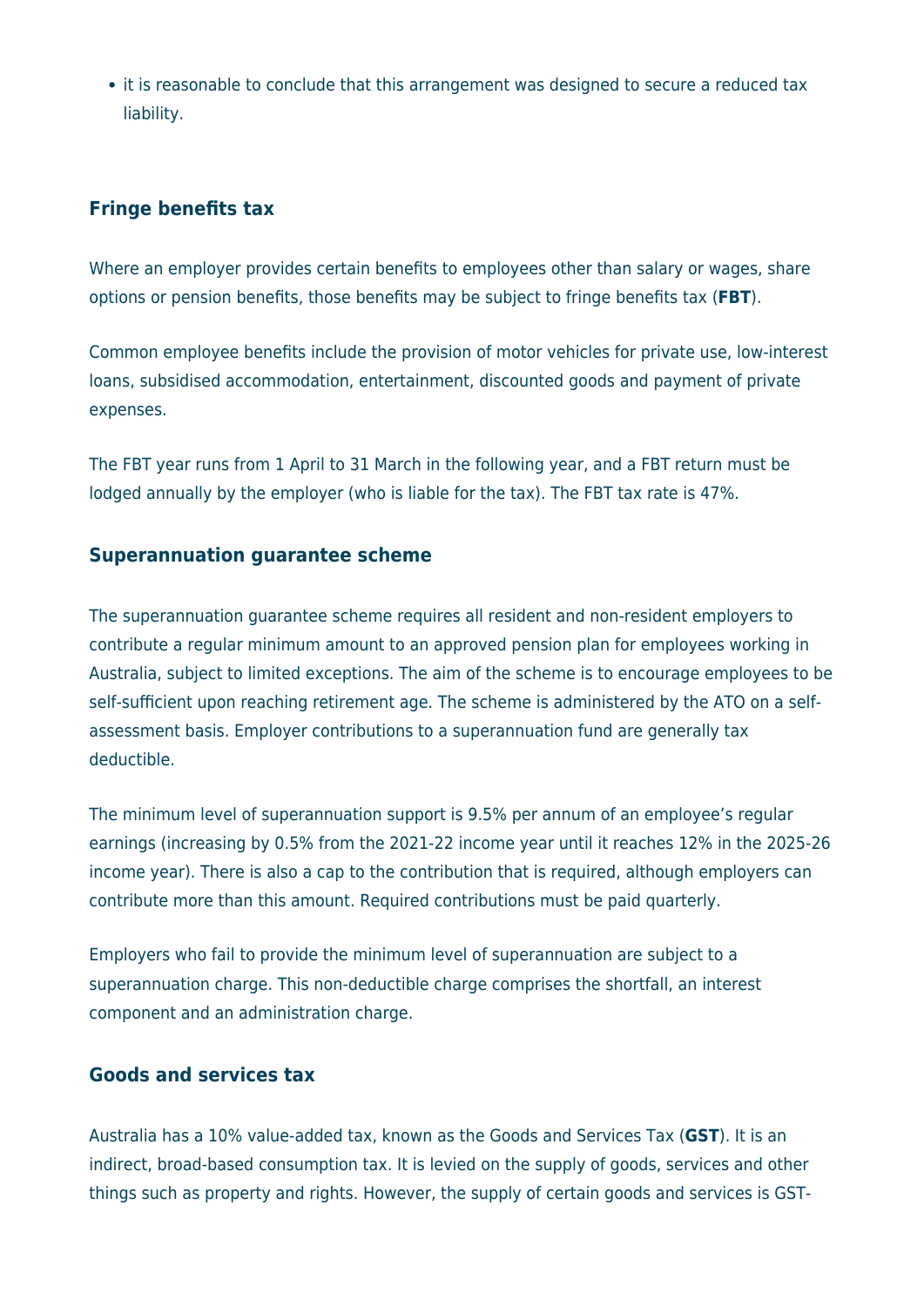- it is reasonable to conclude that this arrangement was designed to secure a reduced tax liability.

### Fringe benefits tax

Where an employer provides certain benefits to employees other than salary or wages, share options or pension benefits, those benefits may be subject to fringe benefits tax (**FBT**).

Common employee benefits include the provision of motor vehicles for private use, low-interest loans, subsidised accommodation, entertainment, discounted goods and payment of private expenses.

The FBT year runs from 1 April to 31 March in the following year, and a FBT return must be lodged annually by the employer (who is liable for the tax). The FBT tax rate is 47%.

### Superannuation guarantee scheme

The superannuation guarantee scheme requires all resident and non-resident employers to contribute a regular minimum amount to an approved pension plan for employees working in Australia, subject to limited exceptions. The aim of the scheme is to encourage employees to be self-sufficient upon reaching retirement age. The scheme is administered by the ATO on a self-assessment basis. Employer contributions to a superannuation fund are generally tax deductible.

The minimum level of superannuation support is 9.5% per annum of an employee's regular earnings (increasing by 0.5% from the 2021-22 income year until it reaches 12% in the 2025-26 income year). There is also a cap to the contribution that is required, although employers can contribute more than this amount. Required contributions must be paid quarterly.

Employers who fail to provide the minimum level of superannuation are subject to a superannuation charge. This non-deductible charge comprises the shortfall, an interest component and an administration charge.

### Goods and services tax

Australia has a 10% value-added tax, known as the Goods and Services Tax (**GST**). It is an indirect, broad-based consumption tax. It is levied on the supply of goods, services and other things such as property and rights. However, the supply of certain goods and services is GST-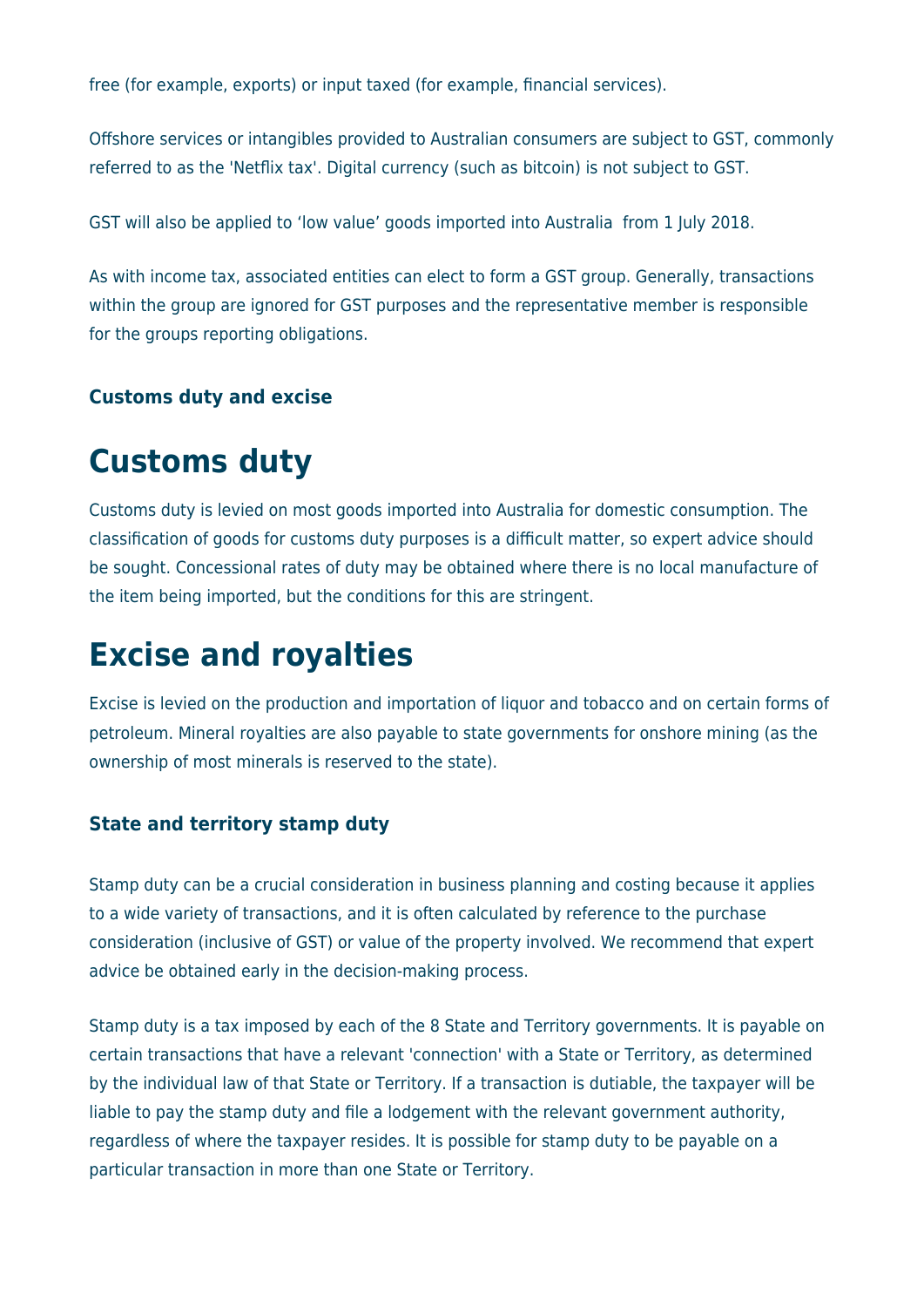free (for example, exports) or input taxed (for example, financial services).

Offshore services or intangibles provided to Australian consumers are subject to GST, commonly referred to as the 'Netflix tax'. Digital currency (such as bitcoin) is not subject to GST.

GST will also be applied to 'low value' goods imported into Australia from 1 July 2018.

As with income tax, associated entities can elect to form a GST group. Generally, transactions within the group are ignored for GST purposes and the representative member is responsible for the groups reporting obligations.

### Customs duty and excise

# Customs duty

Customs duty is levied on most goods imported into Australia for domestic consumption. The classification of goods for customs duty purposes is a difficult matter, so expert advice should be sought. Concessional rates of duty may be obtained where there is no local manufacture of the item being imported, but the conditions for this are stringent.

# Excise and royalties

Excise is levied on the production and importation of liquor and tobacco and on certain forms of petroleum. Mineral royalties are also payable to state governments for onshore mining (as the ownership of most minerals is reserved to the state).

### State and territory stamp duty

Stamp duty can be a crucial consideration in business planning and costing because it applies to a wide variety of transactions, and it is often calculated by reference to the purchase consideration (inclusive of GST) or value of the property involved. We recommend that expert advice be obtained early in the decision-making process.

Stamp duty is a tax imposed by each of the 8 State and Territory governments. It is payable on certain transactions that have a relevant 'connection' with a State or Territory, as determined by the individual law of that State or Territory. If a transaction is dutiable, the taxpayer will be liable to pay the stamp duty and file a lodgement with the relevant government authority, regardless of where the taxpayer resides. It is possible for stamp duty to be payable on a particular transaction in more than one State or Territory.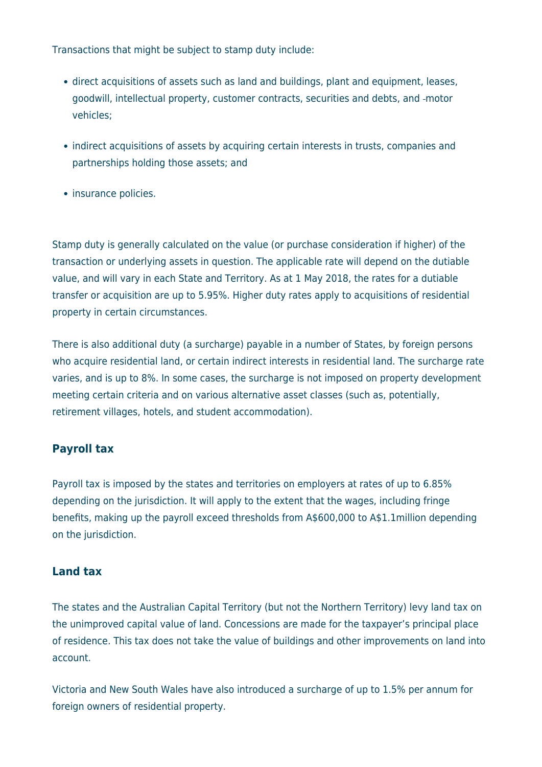Transactions that might be subject to stamp duty include:

- direct acquisitions of assets such as land and buildings, plant and equipment, leases, goodwill, intellectual property, customer contracts, securities and debts, and motor vehicles;
- indirect acquisitions of assets by acquiring certain interests in trusts, companies and partnerships holding those assets; and
- insurance policies.

Stamp duty is generally calculated on the value (or purchase consideration if higher) of the transaction or underlying assets in question. The applicable rate will depend on the dutiable value, and will vary in each State and Territory. As at 1 May 2018, the rates for a dutiable transfer or acquisition are up to 5.95%. Higher duty rates apply to acquisitions of residential property in certain circumstances.

There is also additional duty (a surcharge) payable in a number of States, by foreign persons who acquire residential land, or certain indirect interests in residential land. The surcharge rate varies, and is up to 8%. In some cases, the surcharge is not imposed on property development meeting certain criteria and on various alternative asset classes (such as, potentially, retirement villages, hotels, and student accommodation).

### Payroll tax

Payroll tax is imposed by the states and territories on employers at rates of up to 6.85% depending on the jurisdiction. It will apply to the extent that the wages, including fringe benefits, making up the payroll exceed thresholds from A$600,000 to A$1.1million depending on the jurisdiction.

### Land tax

The states and the Australian Capital Territory (but not the Northern Territory) levy land tax on the unimproved capital value of land. Concessions are made for the taxpayer's principal place of residence. This tax does not take the value of buildings and other improvements on land into account.

Victoria and New South Wales have also introduced a surcharge of up to 1.5% per annum for foreign owners of residential property.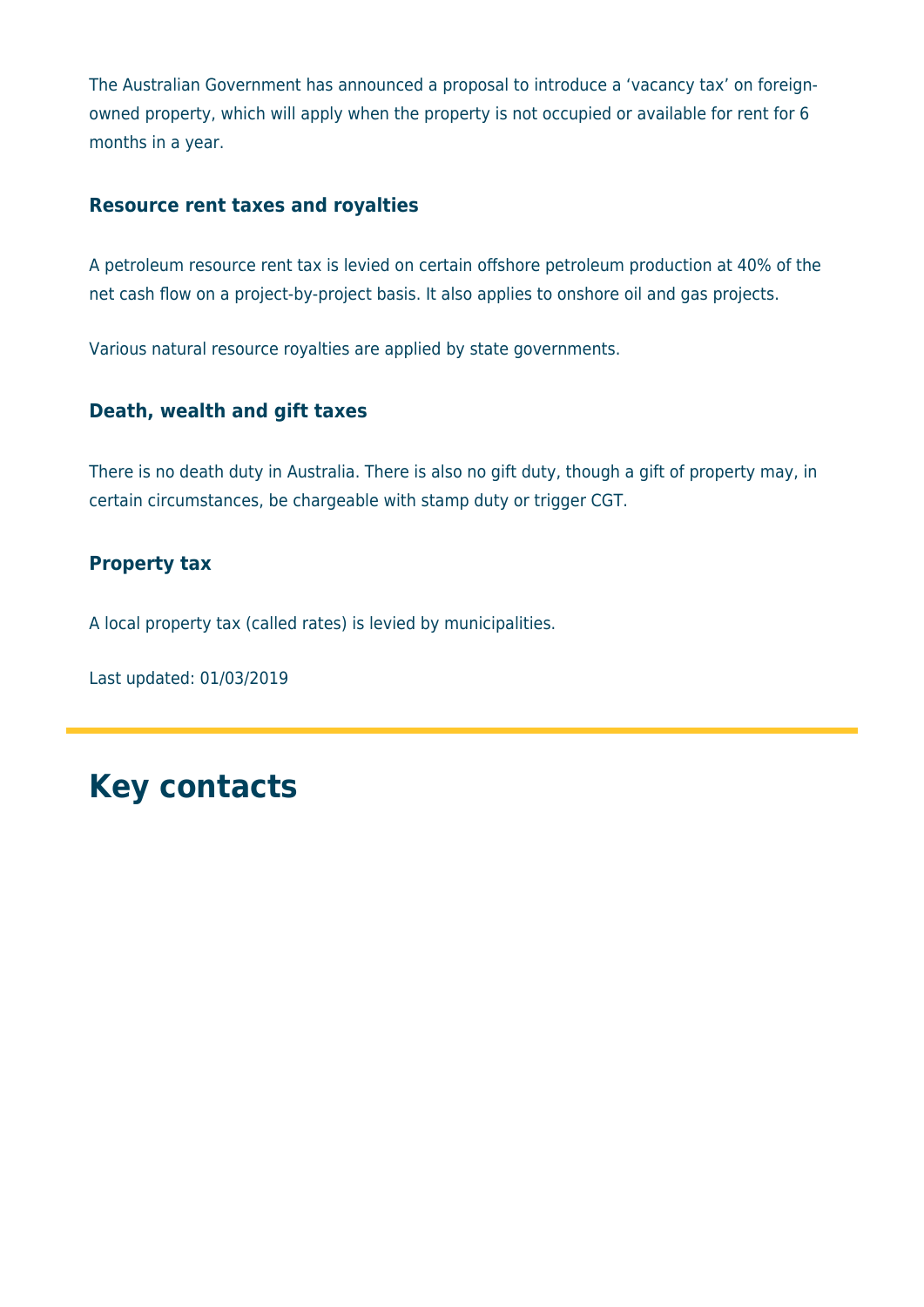The Australian Government has announced a proposal to introduce a ‘vacancy tax’ on foreign-owned property, which will apply when the property is not occupied or available for rent for 6 months in a year.

### Resource rent taxes and royalties

A petroleum resource rent tax is levied on certain offshore petroleum production at 40% of the net cash flow on a project-by-project basis. It also applies to onshore oil and gas projects.

Various natural resource royalties are applied by state governments.

### Death, wealth and gift taxes

There is no death duty in Australia. There is also no gift duty, though a gift of property may, in certain circumstances, be chargeable with stamp duty or trigger CGT.

### Property tax

A local property tax (called rates) is levied by municipalities.

Last updated: 01/03/2019

# Key contacts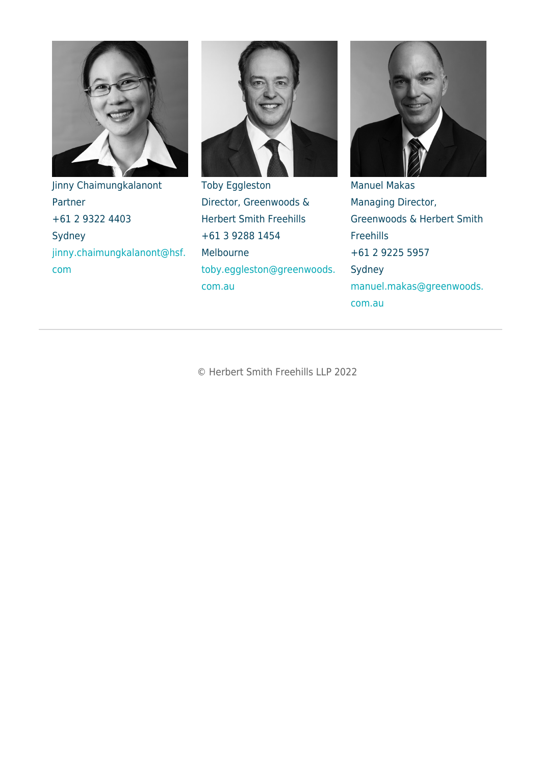Jinny Chaimungkalanont
Partner
+61 2 9322 4403
Sydney
jinny.chaimungkalanont@hsf.com

Toby Eggleston
Director, Greenwoods & Herbert Smith Freehills
+61 3 9288 1454
Melbourne
toby.eggleston@greenwoods.com.au

Manuel Makas
Managing Director, Greenwoods & Herbert Smith Freehills
+61 2 9225 5957
Sydney
manuel.makas@greenwoods.com.au

© Herbert Smith Freehills LLP 2022